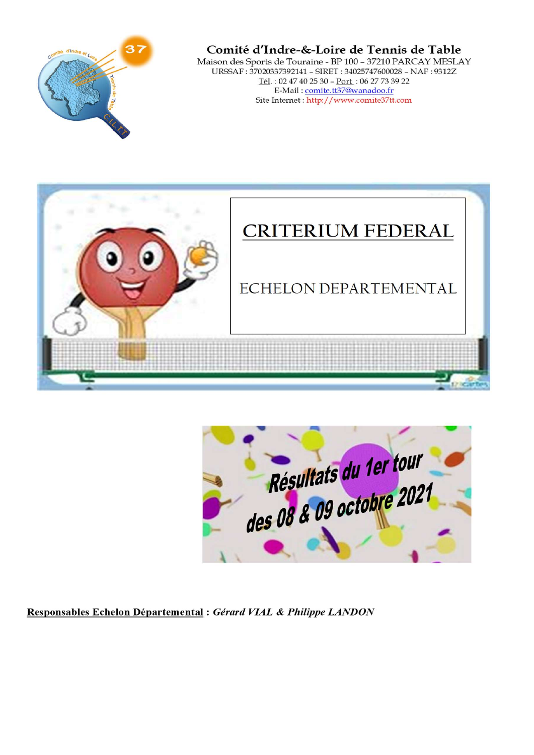# Comité d'Indre-&-Loire de Tennis de Table

Maison des Sports de Touraine - BP 100 – 37210 PARCAY MESLAY
URSSAF : 37020337392141 – SIRET : 34025747600028 – NAF : 9312Z
Tél. : 02 47 40 25 30 – Port : 06 27 73 39 22
E-Mail : comite.tt37@wanadoo.fr
Site Internet : http://www.comite37tt.com

## CRITERIUM FEDERAL

## ECHELON DEPARTEMENTAL

Résultats du 1er tour des 08 & 09 octobre 2021

**Responsables Echelon Départemental** : ***Gérard VIAL & Philippe LANDON***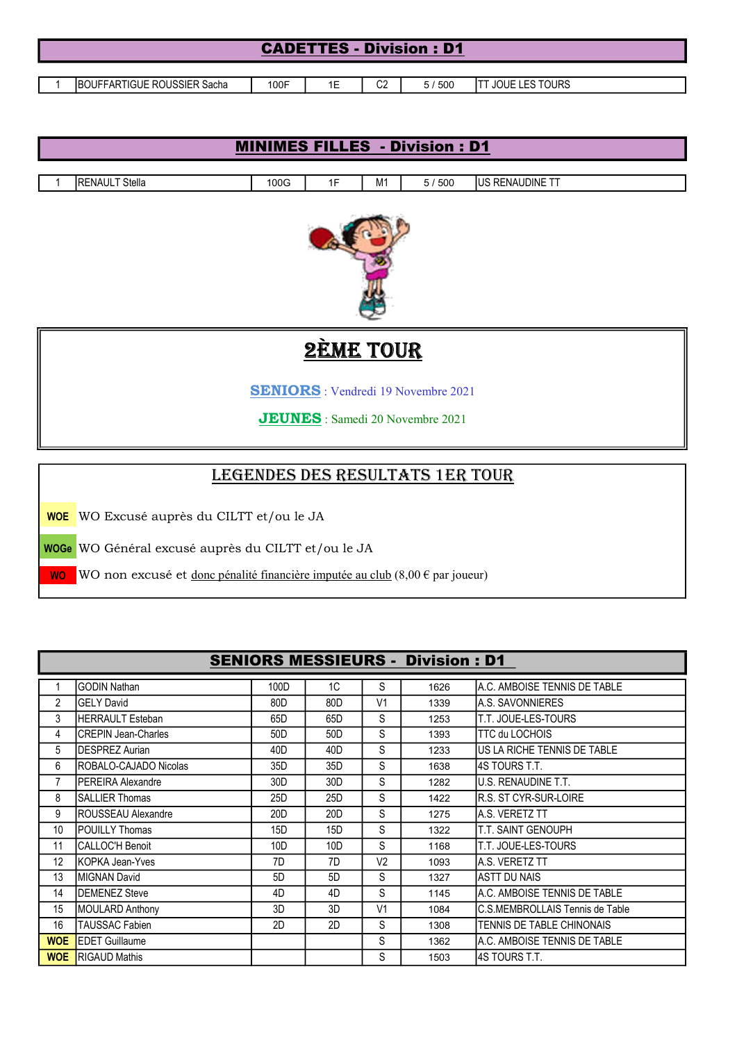## CADETTES - Division : D1

| | | | | | | |
|---|---|---|---|---|---|---|
| 1 | BOUFFARTIGUE ROUSSIER Sacha | 100F | 1E | C2 | 5 / 500 | TT JOUE LES TOURS |

## MINIMES FILLES - Division : D1

| | | | | | | |
|---|---|---|---|---|---|---|
| 1 | RENAULT Stella | 100G | 1F | M1 | 5 / 500 | US RENAUDINE TT |

## 2ÈME TOUR

**SENIORS** : Vendredi 19 Novembre 2021

**JEUNES** : Samedi 20 Novembre 2021

## LEGENDES DES RESULTATS 1ER TOUR

**WOE** WO Excusé auprès du CILTT et/ou le JA

**WOGe** WO Général excusé auprès du CILTT et/ou le JA

**WO** WO non excusé et donc pénalité financière imputée au club (8,00 € par joueur)

## SENIORS MESSIEURS - Division : D1

| | | | | | | |
|---|---|---|---|---|---|---|
| 1 | GODIN Nathan | 100D | 1C | S | 1626 | A.C. AMBOISE TENNIS DE TABLE |
| 2 | GELY David | 80D | 80D | V1 | 1339 | A.S. SAVONNIERES |
| 3 | HERRAULT Esteban | 65D | 65D | S | 1253 | T.T. JOUE-LES-TOURS |
| 4 | CREPIN Jean-Charles | 50D | 50D | S | 1393 | TTC du LOCHOIS |
| 5 | DESPREZ Aurian | 40D | 40D | S | 1233 | US LA RICHE TENNIS DE TABLE |
| 6 | ROBALO-CAJADO Nicolas | 35D | 35D | S | 1638 | 4S TOURS T.T. |
| 7 | PEREIRA Alexandre | 30D | 30D | S | 1282 | U.S. RENAUDINE T.T. |
| 8 | SALLIER Thomas | 25D | 25D | S | 1422 | R.S. ST CYR-SUR-LOIRE |
| 9 | ROUSSEAU Alexandre | 20D | 20D | S | 1275 | A.S. VERETZ TT |
| 10 | POUILLY Thomas | 15D | 15D | S | 1322 | T.T. SAINT GENOUPH |
| 11 | CALLOC'H Benoit | 10D | 10D | S | 1168 | T.T. JOUE-LES-TOURS |
| 12 | KOPKA Jean-Yves | 7D | 7D | V2 | 1093 | A.S. VERETZ TT |
| 13 | MIGNAN David | 5D | 5D | S | 1327 | ASTT DU NAIS |
| 14 | DEMENEZ Steve | 4D | 4D | S | 1145 | A.C. AMBOISE TENNIS DE TABLE |
| 15 | MOULARD Anthony | 3D | 3D | V1 | 1084 | C.S.MEMBROLLAIS Tennis de Table |
| 16 | TAUSSAC Fabien | 2D | 2D | S | 1308 | TENNIS DE TABLE CHINONAIS |
| WOE | EDET Guillaume | | | S | 1362 | A.C. AMBOISE TENNIS DE TABLE |
| WOE | RIGAUD Mathis | | | S | 1503 | 4S TOURS T.T. |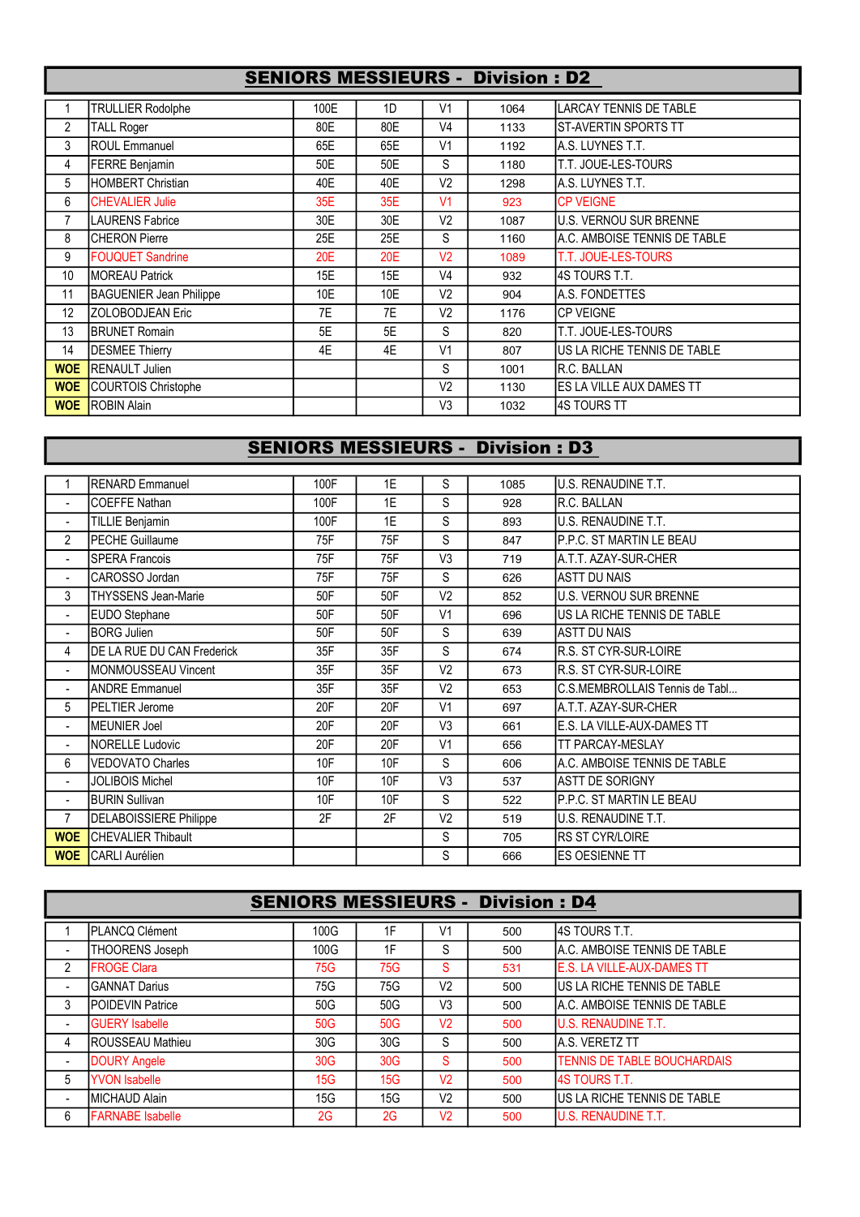## SENIORS MESSIEURS - Division : D2

| | | | | | | |
|---|---|---|---|---|---|---|
| 1 | TRULLIER Rodolphe | 100E | 1D | V1 | 1064 | LARCAY TENNIS DE TABLE |
| 2 | TALL Roger | 80E | 80E | V4 | 1133 | ST-AVERTIN SPORTS TT |
| 3 | ROUL Emmanuel | 65E | 65E | V1 | 1192 | A.S. LUYNES T.T. |
| 4 | FERRE Benjamin | 50E | 50E | S | 1180 | T.T. JOUE-LES-TOURS |
| 5 | HOMBERT Christian | 40E | 40E | V2 | 1298 | A.S. LUYNES T.T. |
| 6 | CHEVALIER Julie | 35E | 35E | V1 | 923 | CP VEIGNE |
| 7 | LAURENS Fabrice | 30E | 30E | V2 | 1087 | U.S. VERNOU SUR BRENNE |
| 8 | CHERON Pierre | 25E | 25E | S | 1160 | A.C. AMBOISE TENNIS DE TABLE |
| 9 | FOUQUET Sandrine | 20E | 20E | V2 | 1089 | T.T. JOUE-LES-TOURS |
| 10 | MOREAU Patrick | 15E | 15E | V4 | 932 | 4S TOURS T.T. |
| 11 | BAGUENIER Jean Philippe | 10E | 10E | V2 | 904 | A.S. FONDETTES |
| 12 | ZOLOBODJEAN Eric | 7E | 7E | V2 | 1176 | CP VEIGNE |
| 13 | BRUNET Romain | 5E | 5E | S | 820 | T.T. JOUE-LES-TOURS |
| 14 | DESMEE Thierry | 4E | 4E | V1 | 807 | US LA RICHE TENNIS DE TABLE |
| WOE | RENAULT Julien | | | S | 1001 | R.C. BALLAN |
| WOE | COURTOIS Christophe | | | V2 | 1130 | ES LA VILLE AUX DAMES TT |
| WOE | ROBIN Alain | | | V3 | 1032 | 4S TOURS TT |

## SENIORS MESSIEURS - Division : D3

| | | | | | | |
|---|---|---|---|---|---|---|
| 1 | RENARD Emmanuel | 100F | 1E | S | 1085 | U.S. RENAUDINE T.T. |
| - | COEFFE Nathan | 100F | 1E | S | 928 | R.C. BALLAN |
| - | TILLIE Benjamin | 100F | 1E | S | 893 | U.S. RENAUDINE T.T. |
| 2 | PECHE Guillaume | 75F | 75F | S | 847 | P.P.C. ST MARTIN LE BEAU |
| - | SPERA Francois | 75F | 75F | V3 | 719 | A.T.T. AZAY-SUR-CHER |
| - | CAROSSO Jordan | 75F | 75F | S | 626 | ASTT DU NAIS |
| 3 | THYSSENS Jean-Marie | 50F | 50F | V2 | 852 | U.S. VERNOU SUR BRENNE |
| - | EUDO Stephane | 50F | 50F | V1 | 696 | US LA RICHE TENNIS DE TABLE |
| - | BORG Julien | 50F | 50F | S | 639 | ASTT DU NAIS |
| 4 | DE LA RUE DU CAN Frederick | 35F | 35F | S | 674 | R.S. ST CYR-SUR-LOIRE |
| - | MONMOUSSEAU Vincent | 35F | 35F | V2 | 673 | R.S. ST CYR-SUR-LOIRE |
| - | ANDRE Emmanuel | 35F | 35F | V2 | 653 | C.S.MEMBROLLAIS Tennis de Tabl... |
| 5 | PELTIER Jerome | 20F | 20F | V1 | 697 | A.T.T. AZAY-SUR-CHER |
| - | MEUNIER Joel | 20F | 20F | V3 | 661 | E.S. LA VILLE-AUX-DAMES TT |
| - | NORELLE Ludovic | 20F | 20F | V1 | 656 | TT PARCAY-MESLAY |
| 6 | VEDOVATO Charles | 10F | 10F | S | 606 | A.C. AMBOISE TENNIS DE TABLE |
| - | JOLIBOIS Michel | 10F | 10F | V3 | 537 | ASTT DE SORIGNY |
| - | BURIN Sullivan | 10F | 10F | S | 522 | P.P.C. ST MARTIN LE BEAU |
| 7 | DELABOISSIERE Philippe | 2F | 2F | V2 | 519 | U.S. RENAUDINE T.T. |
| WOE | CHEVALIER Thibault | | | S | 705 | RS ST CYR/LOIRE |
| WOE | CARLI Aurélien | | | S | 666 | ES OESIENNE TT |

## SENIORS MESSIEURS - Division : D4

| | | | | | | |
|---|---|---|---|---|---|---|
| 1 | PLANCQ Clément | 100G | 1F | V1 | 500 | 4S TOURS T.T. |
| - | THOORENS Joseph | 100G | 1F | S | 500 | A.C. AMBOISE TENNIS DE TABLE |
| 2 | FROGE Clara | 75G | 75G | S | 531 | E.S. LA VILLE-AUX-DAMES TT |
| - | GANNAT Darius | 75G | 75G | V2 | 500 | US LA RICHE TENNIS DE TABLE |
| 3 | POIDEVIN Patrice | 50G | 50G | V3 | 500 | A.C. AMBOISE TENNIS DE TABLE |
| - | GUERY Isabelle | 50G | 50G | V2 | 500 | U.S. RENAUDINE T.T. |
| 4 | ROUSSEAU Mathieu | 30G | 30G | S | 500 | A.S. VERETZ TT |
| - | DOURY Angele | 30G | 30G | S | 500 | TENNIS DE TABLE BOUCHARDAIS |
| 5 | YVON Isabelle | 15G | 15G | V2 | 500 | 4S TOURS T.T. |
| - | MICHAUD Alain | 15G | 15G | V2 | 500 | US LA RICHE TENNIS DE TABLE |
| 6 | FARNABE Isabelle | 2G | 2G | V2 | 500 | U.S. RENAUDINE T.T. |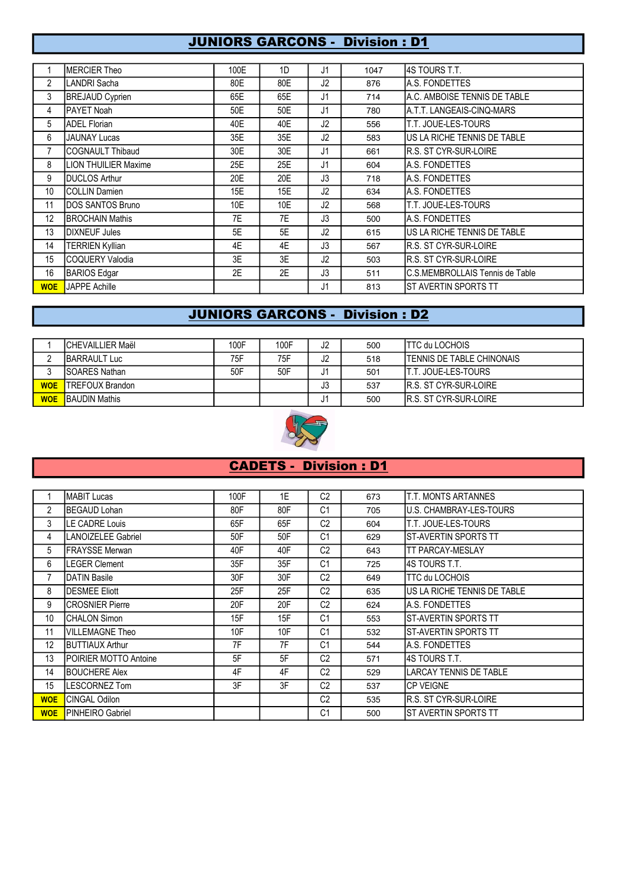## JUNIORS GARCONS - Division : D1

| | | | | | | |
|---|---|---|---|---|---|---|
| 1 | MERCIER Theo | 100E | 1D | J1 | 1047 | 4S TOURS T.T. |
| 2 | LANDRI Sacha | 80E | 80E | J2 | 876 | A.S. FONDETTES |
| 3 | BREJAUD Cyprien | 65E | 65E | J1 | 714 | A.C. AMBOISE TENNIS DE TABLE |
| 4 | PAYET Noah | 50E | 50E | J1 | 780 | A.T.T. LANGEAIS-CINQ-MARS |
| 5 | ADEL Florian | 40E | 40E | J2 | 556 | T.T. JOUE-LES-TOURS |
| 6 | JAUNAY Lucas | 35E | 35E | J2 | 583 | US LA RICHE TENNIS DE TABLE |
| 7 | COGNAULT Thibaud | 30E | 30E | J1 | 661 | R.S. ST CYR-SUR-LOIRE |
| 8 | LION THUILIER Maxime | 25E | 25E | J1 | 604 | A.S. FONDETTES |
| 9 | DUCLOS Arthur | 20E | 20E | J3 | 718 | A.S. FONDETTES |
| 10 | COLLIN Damien | 15E | 15E | J2 | 634 | A.S. FONDETTES |
| 11 | DOS SANTOS Bruno | 10E | 10E | J2 | 568 | T.T. JOUE-LES-TOURS |
| 12 | BROCHAIN Mathis | 7E | 7E | J3 | 500 | A.S. FONDETTES |
| 13 | DIXNEUF Jules | 5E | 5E | J2 | 615 | US LA RICHE TENNIS DE TABLE |
| 14 | TERRIEN Kyllian | 4E | 4E | J3 | 567 | R.S. ST CYR-SUR-LOIRE |
| 15 | COQUERY Valodia | 3E | 3E | J2 | 503 | R.S. ST CYR-SUR-LOIRE |
| 16 | BARIOS Edgar | 2E | 2E | J3 | 511 | C.S.MEMBROLLAIS Tennis de Table |
| WOE | JAPPE Achille | | | J1 | 813 | ST AVERTIN SPORTS TT |

## JUNIORS GARCONS - Division : D2

| | | | | | | |
|---|---|---|---|---|---|---|
| 1 | CHEVAILLIER Maël | 100F | 100F | J2 | 500 | TTC du LOCHOIS |
| 2 | BARRAULT Luc | 75F | 75F | J2 | 518 | TENNIS DE TABLE CHINONAIS |
| 3 | SOARES Nathan | 50F | 50F | J1 | 501 | T.T. JOUE-LES-TOURS |
| WOE | TREFOUX Brandon | | | J3 | 537 | R.S. ST CYR-SUR-LOIRE |
| WOE | BAUDIN Mathis | | | J1 | 500 | R.S. ST CYR-SUR-LOIRE |

## CADETS - Division : D1

| | | | | | | |
|---|---|---|---|---|---|---|
| 1 | MABIT Lucas | 100F | 1E | C2 | 673 | T.T. MONTS ARTANNES |
| 2 | BEGAUD Lohan | 80F | 80F | C1 | 705 | U.S. CHAMBRAY-LES-TOURS |
| 3 | LE CADRE Louis | 65F | 65F | C2 | 604 | T.T. JOUE-LES-TOURS |
| 4 | LANOIZELEE Gabriel | 50F | 50F | C1 | 629 | ST-AVERTIN SPORTS TT |
| 5 | FRAYSSE Merwan | 40F | 40F | C2 | 643 | TT PARCAY-MESLAY |
| 6 | LEGER Clement | 35F | 35F | C1 | 725 | 4S TOURS T.T. |
| 7 | DATIN Basile | 30F | 30F | C2 | 649 | TTC du LOCHOIS |
| 8 | DESMEE Eliott | 25F | 25F | C2 | 635 | US LA RICHE TENNIS DE TABLE |
| 9 | CROSNIER Pierre | 20F | 20F | C2 | 624 | A.S. FONDETTES |
| 10 | CHALON Simon | 15F | 15F | C1 | 553 | ST-AVERTIN SPORTS TT |
| 11 | VILLEMAGNE Theo | 10F | 10F | C1 | 532 | ST-AVERTIN SPORTS TT |
| 12 | BUTTIAUX Arthur | 7F | 7F | C1 | 544 | A.S. FONDETTES |
| 13 | POIRIER MOTTO Antoine | 5F | 5F | C2 | 571 | 4S TOURS T.T. |
| 14 | BOUCHERE Alex | 4F | 4F | C2 | 529 | LARCAY TENNIS DE TABLE |
| 15 | LESCORNEZ Tom | 3F | 3F | C2 | 537 | CP VEIGNE |
| WOE | CINGAL Odilon | | | C2 | 535 | R.S. ST CYR-SUR-LOIRE |
| WOE | PINHEIRO Gabriel | | | C1 | 500 | ST AVERTIN SPORTS TT |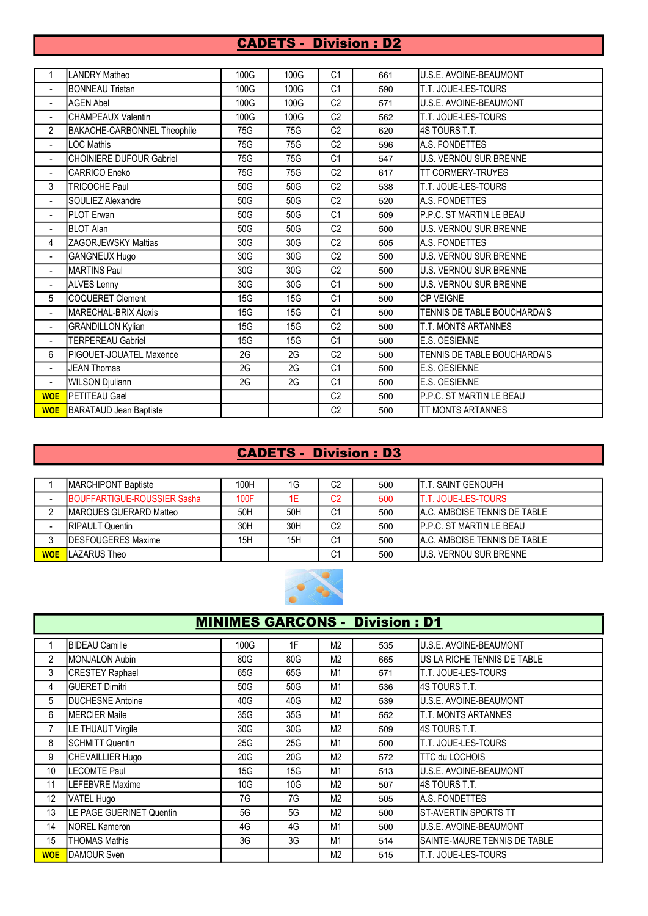## CADETS - Division : D2

| | | | | | | |
|---|---|---|---|---|---|---|
| 1 | LANDRY Matheo | 100G | 100G | C1 | 661 | U.S.E. AVOINE-BEAUMONT |
| - | BONNEAU Tristan | 100G | 100G | C1 | 590 | T.T. JOUE-LES-TOURS |
| - | AGEN Abel | 100G | 100G | C2 | 571 | U.S.E. AVOINE-BEAUMONT |
| - | CHAMPEAUX Valentin | 100G | 100G | C2 | 562 | T.T. JOUE-LES-TOURS |
| 2 | BAKACHE-CARBONNEL Theophile | 75G | 75G | C2 | 620 | 4S TOURS T.T. |
| - | LOC Mathis | 75G | 75G | C2 | 596 | A.S. FONDETTES |
| - | CHOINIERE DUFOUR Gabriel | 75G | 75G | C1 | 547 | U.S. VERNOU SUR BRENNE |
| - | CARRICO Eneko | 75G | 75G | C2 | 617 | TT CORMERY-TRUYES |
| 3 | TRICOCHE Paul | 50G | 50G | C2 | 538 | T.T. JOUE-LES-TOURS |
| - | SOULIEZ Alexandre | 50G | 50G | C2 | 520 | A.S. FONDETTES |
| - | PLOT Erwan | 50G | 50G | C1 | 509 | P.P.C. ST MARTIN LE BEAU |
| - | BLOT Alan | 50G | 50G | C2 | 500 | U.S. VERNOU SUR BRENNE |
| 4 | ZAGORJEWSKY Mattias | 30G | 30G | C2 | 505 | A.S. FONDETTES |
| - | GANGNEUX Hugo | 30G | 30G | C2 | 500 | U.S. VERNOU SUR BRENNE |
| - | MARTINS Paul | 30G | 30G | C2 | 500 | U.S. VERNOU SUR BRENNE |
| - | ALVES Lenny | 30G | 30G | C1 | 500 | U.S. VERNOU SUR BRENNE |
| 5 | COQUERET Clement | 15G | 15G | C1 | 500 | CP VEIGNE |
| - | MARECHAL-BRIX Alexis | 15G | 15G | C1 | 500 | TENNIS DE TABLE BOUCHARDAIS |
| - | GRANDILLON Kylian | 15G | 15G | C2 | 500 | T.T. MONTS ARTANNES |
| - | TERPEREAU Gabriel | 15G | 15G | C1 | 500 | E.S. OESIENNE |
| 6 | PIGOUET-JOUATEL Maxence | 2G | 2G | C2 | 500 | TENNIS DE TABLE BOUCHARDAIS |
| - | JEAN Thomas | 2G | 2G | C1 | 500 | E.S. OESIENNE |
| - | WILSON Djuliann | 2G | 2G | C1 | 500 | E.S. OESIENNE |
| WOE | PETITEAU Gael | | | C2 | 500 | P.P.C. ST MARTIN LE BEAU |
| WOE | BARATAUD Jean Baptiste | | | C2 | 500 | TT MONTS ARTANNES |

## CADETS - Division : D3

| | | | | | | |
|---|---|---|---|---|---|---|
| 1 | MARCHIPONT Baptiste | 100H | 1G | C2 | 500 | T.T. SAINT GENOUPH |
| - | BOUFFARTIGUE-ROUSSIER Sasha | 100F | 1E | C2 | 500 | T.T. JOUE-LES-TOURS |
| 2 | MARQUES GUERARD Matteo | 50H | 50H | C1 | 500 | A.C. AMBOISE TENNIS DE TABLE |
| - | RIPAULT Quentin | 30H | 30H | C2 | 500 | P.P.C. ST MARTIN LE BEAU |
| 3 | DESFOUGERES Maxime | 15H | 15H | C1 | 500 | A.C. AMBOISE TENNIS DE TABLE |
| WOE | LAZARUS Theo | | | C1 | 500 | U.S. VERNOU SUR BRENNE |

## MINIMES GARCONS - Division : D1

| | | | | | | |
|---|---|---|---|---|---|---|
| 1 | BIDEAU Camille | 100G | 1F | M2 | 535 | U.S.E. AVOINE-BEAUMONT |
| 2 | MONJALON Aubin | 80G | 80G | M2 | 665 | US LA RICHE TENNIS DE TABLE |
| 3 | CRESTEY Raphael | 65G | 65G | M1 | 571 | T.T. JOUE-LES-TOURS |
| 4 | GUERET Dimitri | 50G | 50G | M1 | 536 | 4S TOURS T.T. |
| 5 | DUCHESNE Antoine | 40G | 40G | M2 | 539 | U.S.E. AVOINE-BEAUMONT |
| 6 | MERCIER Maile | 35G | 35G | M1 | 552 | T.T. MONTS ARTANNES |
| 7 | LE THUAUT Virgile | 30G | 30G | M2 | 509 | 4S TOURS T.T. |
| 8 | SCHMITT Quentin | 25G | 25G | M1 | 500 | T.T. JOUE-LES-TOURS |
| 9 | CHEVAILLIER Hugo | 20G | 20G | M2 | 572 | TTC du LOCHOIS |
| 10 | LECOMTE Paul | 15G | 15G | M1 | 513 | U.S.E. AVOINE-BEAUMONT |
| 11 | LEFEBVRE Maxime | 10G | 10G | M2 | 507 | 4S TOURS T.T. |
| 12 | VATEL Hugo | 7G | 7G | M2 | 505 | A.S. FONDETTES |
| 13 | LE PAGE GUERINET Quentin | 5G | 5G | M2 | 500 | ST-AVERTIN SPORTS TT |
| 14 | NOREL Kameron | 4G | 4G | M1 | 500 | U.S.E. AVOINE-BEAUMONT |
| 15 | THOMAS Mathis | 3G | 3G | M1 | 514 | SAINTE-MAURE TENNIS DE TABLE |
| WOE | DAMOUR Sven | | | M2 | 515 | T.T. JOUE-LES-TOURS |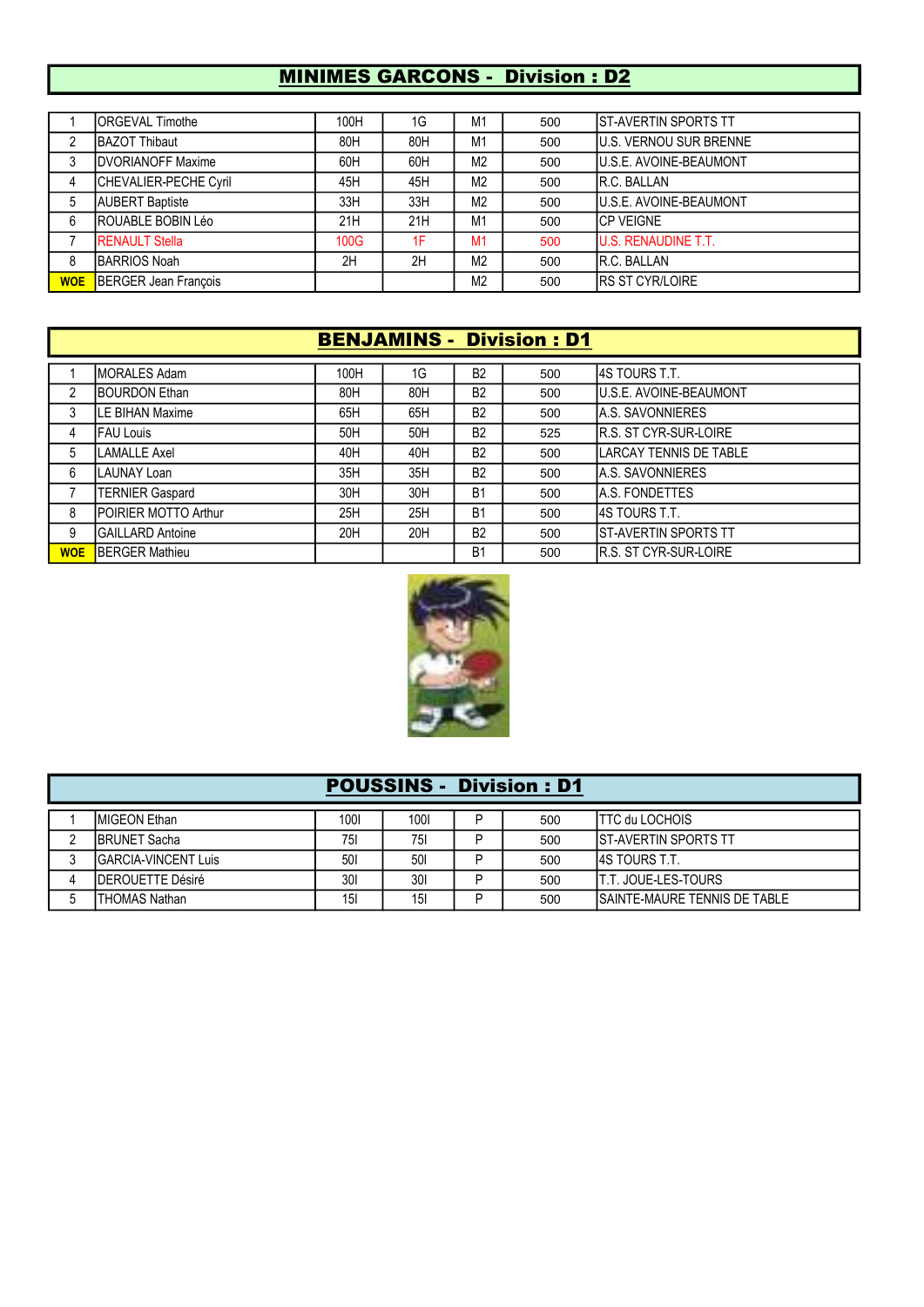## MINIMES GARCONS - Division : D2

| | | | | | | |
|---|---|---|---|---|---|---|
| 1 | ORGEVAL Timothe | 100H | 1G | M1 | 500 | ST-AVERTIN SPORTS TT |
| 2 | BAZOT Thibaut | 80H | 80H | M1 | 500 | U.S. VERNOU SUR BRENNE |
| 3 | DVORIANOFF Maxime | 60H | 60H | M2 | 500 | U.S.E. AVOINE-BEAUMONT |
| 4 | CHEVALIER-PECHE Cyril | 45H | 45H | M2 | 500 | R.C. BALLAN |
| 5 | AUBERT Baptiste | 33H | 33H | M2 | 500 | U.S.E. AVOINE-BEAUMONT |
| 6 | ROUABLE BOBIN Léo | 21H | 21H | M1 | 500 | CP VEIGNE |
| 7 | RENAULT Stella | 100G | 1F | M1 | 500 | U.S. RENAUDINE T.T. |
| 8 | BARRIOS Noah | 2H | 2H | M2 | 500 | R.C. BALLAN |
| WOE | BERGER Jean François | | | M2 | 500 | RS ST CYR/LOIRE |

## BENJAMINS - Division : D1

| | | | | | | |
|---|---|---|---|---|---|---|
| 1 | MORALES Adam | 100H | 1G | B2 | 500 | 4S TOURS T.T. |
| 2 | BOURDON Ethan | 80H | 80H | B2 | 500 | U.S.E. AVOINE-BEAUMONT |
| 3 | LE BIHAN Maxime | 65H | 65H | B2 | 500 | A.S. SAVONNIERES |
| 4 | FAU Louis | 50H | 50H | B2 | 525 | R.S. ST CYR-SUR-LOIRE |
| 5 | LAMALLE Axel | 40H | 40H | B2 | 500 | LARCAY TENNIS DE TABLE |
| 6 | LAUNAY Loan | 35H | 35H | B2 | 500 | A.S. SAVONNIERES |
| 7 | TERNIER Gaspard | 30H | 30H | B1 | 500 | A.S. FONDETTES |
| 8 | POIRIER MOTTO Arthur | 25H | 25H | B1 | 500 | 4S TOURS T.T. |
| 9 | GAILLARD Antoine | 20H | 20H | B2 | 500 | ST-AVERTIN SPORTS TT |
| WOE | BERGER Mathieu | | | B1 | 500 | R.S. ST CYR-SUR-LOIRE |

## POUSSINS - Division : D1

| | | | | | | |
|---|---|---|---|---|---|---|
| 1 | MIGEON Ethan | 100I | 100I | P | 500 | TTC du LOCHOIS |
| 2 | BRUNET Sacha | 75I | 75I | P | 500 | ST-AVERTIN SPORTS TT |
| 3 | GARCIA-VINCENT Luis | 50I | 50I | P | 500 | 4S TOURS T.T. |
| 4 | DEROUETTE Désiré | 30I | 30I | P | 500 | T.T. JOUE-LES-TOURS |
| 5 | THOMAS Nathan | 15I | 15I | P | 500 | SAINTE-MAURE TENNIS DE TABLE |